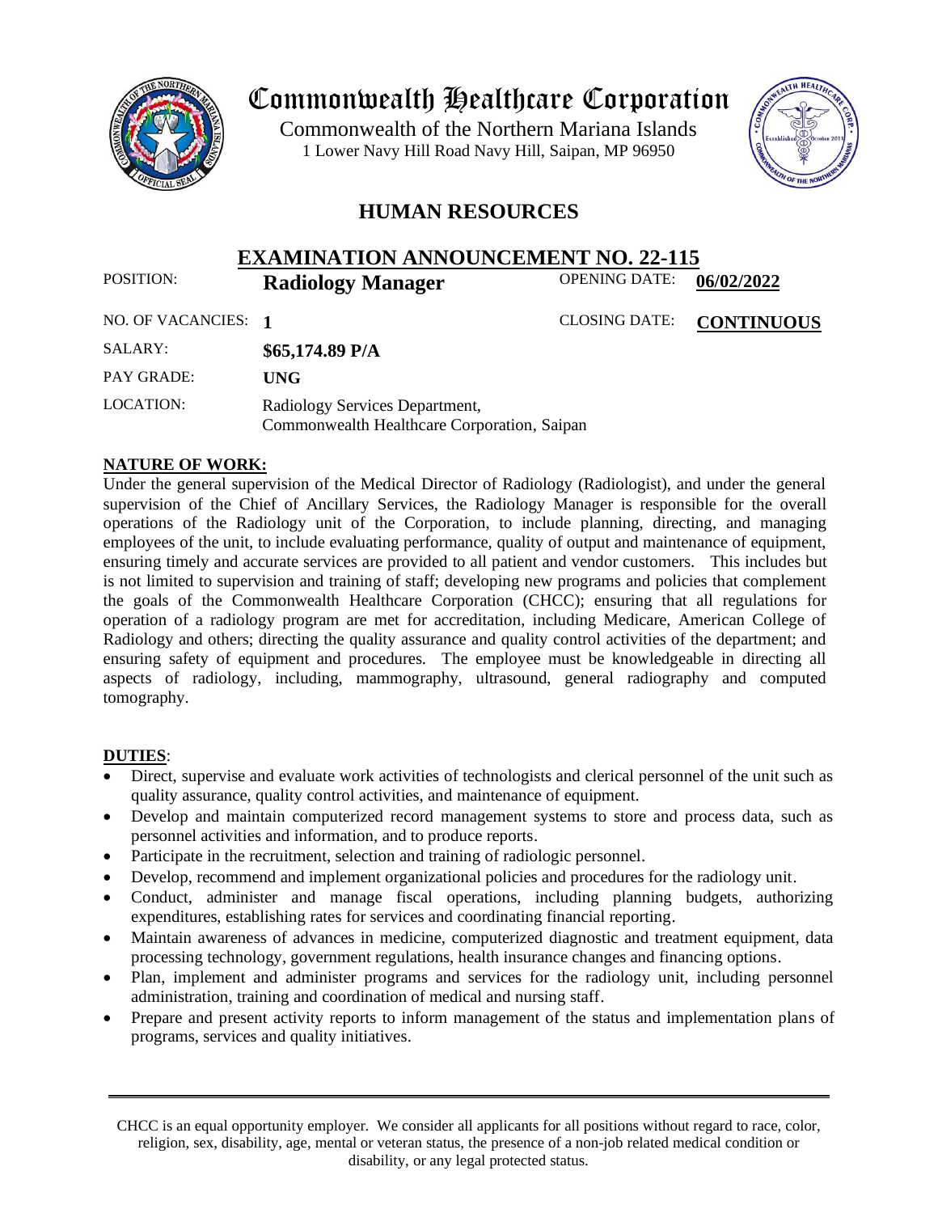# Commonwealth Healthcare Corporation

Commonwealth of the Northern Mariana Islands
1 Lower Navy Hill Road Navy Hill, Saipan, MP 96950

## HUMAN RESOURCES

## EXAMINATION ANNOUNCEMENT NO. 22-115

| | | | |
|---|---|---|---|
| POSITION: | **Radiology Manager** | OPENING DATE: | **06/02/2022** |
| NO. OF VACANCIES: | **1** | CLOSING DATE: | **CONTINUOUS** |
| SALARY: | **$65,174.89 P/A** | | |
| PAY GRADE: | **UNG** | | |
| LOCATION: | Radiology Services Department, Commonwealth Healthcare Corporation, Saipan | | |

**NATURE OF WORK:**

Under the general supervision of the Medical Director of Radiology (Radiologist), and under the general supervision of the Chief of Ancillary Services, the Radiology Manager is responsible for the overall operations of the Radiology unit of the Corporation, to include planning, directing, and managing employees of the unit, to include evaluating performance, quality of output and maintenance of equipment, ensuring timely and accurate services are provided to all patient and vendor customers. This includes but is not limited to supervision and training of staff; developing new programs and policies that complement the goals of the Commonwealth Healthcare Corporation (CHCC); ensuring that all regulations for operation of a radiology program are met for accreditation, including Medicare, American College of Radiology and others; directing the quality assurance and quality control activities of the department; and ensuring safety of equipment and procedures. The employee must be knowledgeable in directing all aspects of radiology, including, mammography, ultrasound, general radiography and computed tomography.

**DUTIES**:

- Direct, supervise and evaluate work activities of technologists and clerical personnel of the unit such as quality assurance, quality control activities, and maintenance of equipment.
- Develop and maintain computerized record management systems to store and process data, such as personnel activities and information, and to produce reports.
- Participate in the recruitment, selection and training of radiologic personnel.
- Develop, recommend and implement organizational policies and procedures for the radiology unit.
- Conduct, administer and manage fiscal operations, including planning budgets, authorizing expenditures, establishing rates for services and coordinating financial reporting.
- Maintain awareness of advances in medicine, computerized diagnostic and treatment equipment, data processing technology, government regulations, health insurance changes and financing options.
- Plan, implement and administer programs and services for the radiology unit, including personnel administration, training and coordination of medical and nursing staff.
- Prepare and present activity reports to inform management of the status and implementation plans of programs, services and quality initiatives.

CHCC is an equal opportunity employer. We consider all applicants for all positions without regard to race, color, religion, sex, disability, age, mental or veteran status, the presence of a non-job related medical condition or disability, or any legal protected status.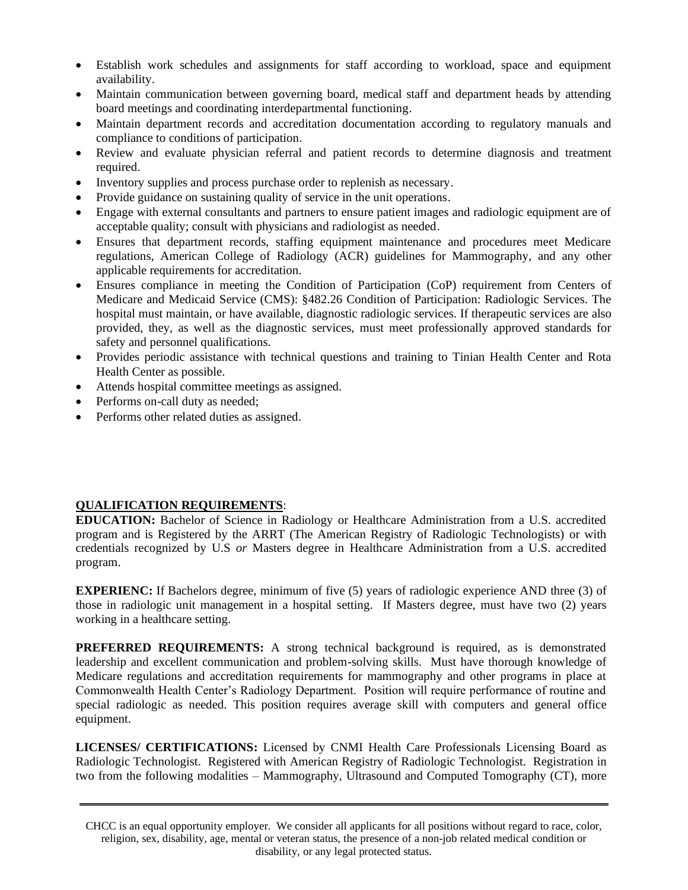- Establish work schedules and assignments for staff according to workload, space and equipment availability.
- Maintain communication between governing board, medical staff and department heads by attending board meetings and coordinating interdepartmental functioning.
- Maintain department records and accreditation documentation according to regulatory manuals and compliance to conditions of participation.
- Review and evaluate physician referral and patient records to determine diagnosis and treatment required.
- Inventory supplies and process purchase order to replenish as necessary.
- Provide guidance on sustaining quality of service in the unit operations.
- Engage with external consultants and partners to ensure patient images and radiologic equipment are of acceptable quality; consult with physicians and radiologist as needed.
- Ensures that department records, staffing equipment maintenance and procedures meet Medicare regulations, American College of Radiology (ACR) guidelines for Mammography, and any other applicable requirements for accreditation.
- Ensures compliance in meeting the Condition of Participation (CoP) requirement from Centers of Medicare and Medicaid Service (CMS): §482.26 Condition of Participation: Radiologic Services. The hospital must maintain, or have available, diagnostic radiologic services. If therapeutic services are also provided, they, as well as the diagnostic services, must meet professionally approved standards for safety and personnel qualifications.
- Provides periodic assistance with technical questions and training to Tinian Health Center and Rota Health Center as possible.
- Attends hospital committee meetings as assigned.
- Performs on-call duty as needed;
- Performs other related duties as assigned.

**QUALIFICATION REQUIREMENTS**:

**EDUCATION:** Bachelor of Science in Radiology or Healthcare Administration from a U.S. accredited program and is Registered by the ARRT (The American Registry of Radiologic Technologists) or with credentials recognized by U.S *or* Masters degree in Healthcare Administration from a U.S. accredited program.

**EXPERIENC:** If Bachelors degree, minimum of five (5) years of radiologic experience AND three (3) of those in radiologic unit management in a hospital setting. If Masters degree, must have two (2) years working in a healthcare setting.

**PREFERRED REQUIREMENTS:** A strong technical background is required, as is demonstrated leadership and excellent communication and problem-solving skills. Must have thorough knowledge of Medicare regulations and accreditation requirements for mammography and other programs in place at Commonwealth Health Center's Radiology Department. Position will require performance of routine and special radiologic as needed. This position requires average skill with computers and general office equipment.

**LICENSES/ CERTIFICATIONS:** Licensed by CNMI Health Care Professionals Licensing Board as Radiologic Technologist. Registered with American Registry of Radiologic Technologist. Registration in two from the following modalities – Mammography, Ultrasound and Computed Tomography (CT), more

CHCC is an equal opportunity employer. We consider all applicants for all positions without regard to race, color, religion, sex, disability, age, mental or veteran status, the presence of a non-job related medical condition or disability, or any legal protected status.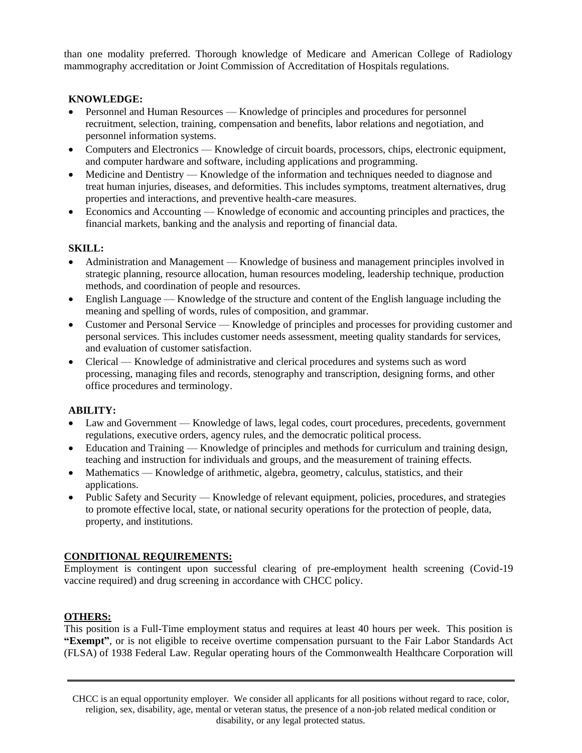than one modality preferred. Thorough knowledge of Medicare and American College of Radiology mammography accreditation or Joint Commission of Accreditation of Hospitals regulations.

**KNOWLEDGE:**

- Personnel and Human Resources — Knowledge of principles and procedures for personnel recruitment, selection, training, compensation and benefits, labor relations and negotiation, and personnel information systems.
- Computers and Electronics — Knowledge of circuit boards, processors, chips, electronic equipment, and computer hardware and software, including applications and programming.
- Medicine and Dentistry — Knowledge of the information and techniques needed to diagnose and treat human injuries, diseases, and deformities. This includes symptoms, treatment alternatives, drug properties and interactions, and preventive health-care measures.
- Economics and Accounting — Knowledge of economic and accounting principles and practices, the financial markets, banking and the analysis and reporting of financial data.

**SKILL:**

- Administration and Management — Knowledge of business and management principles involved in strategic planning, resource allocation, human resources modeling, leadership technique, production methods, and coordination of people and resources.
- English Language — Knowledge of the structure and content of the English language including the meaning and spelling of words, rules of composition, and grammar.
- Customer and Personal Service — Knowledge of principles and processes for providing customer and personal services. This includes customer needs assessment, meeting quality standards for services, and evaluation of customer satisfaction.
- Clerical — Knowledge of administrative and clerical procedures and systems such as word processing, managing files and records, stenography and transcription, designing forms, and other office procedures and terminology.

**ABILITY:**

- Law and Government — Knowledge of laws, legal codes, court procedures, precedents, government regulations, executive orders, agency rules, and the democratic political process.
- Education and Training — Knowledge of principles and methods for curriculum and training design, teaching and instruction for individuals and groups, and the measurement of training effects.
- Mathematics — Knowledge of arithmetic, algebra, geometry, calculus, statistics, and their applications.
- Public Safety and Security — Knowledge of relevant equipment, policies, procedures, and strategies to promote effective local, state, or national security operations for the protection of people, data, property, and institutions.

**CONDITIONAL REQUIREMENTS:**

Employment is contingent upon successful clearing of pre-employment health screening (Covid-19 vaccine required) and drug screening in accordance with CHCC policy.

**OTHERS:**

This position is a Full-Time employment status and requires at least 40 hours per week. This position is **"Exempt"**, or is not eligible to receive overtime compensation pursuant to the Fair Labor Standards Act (FLSA) of 1938 Federal Law. Regular operating hours of the Commonwealth Healthcare Corporation will

CHCC is an equal opportunity employer. We consider all applicants for all positions without regard to race, color, religion, sex, disability, age, mental or veteran status, the presence of a non-job related medical condition or disability, or any legal protected status.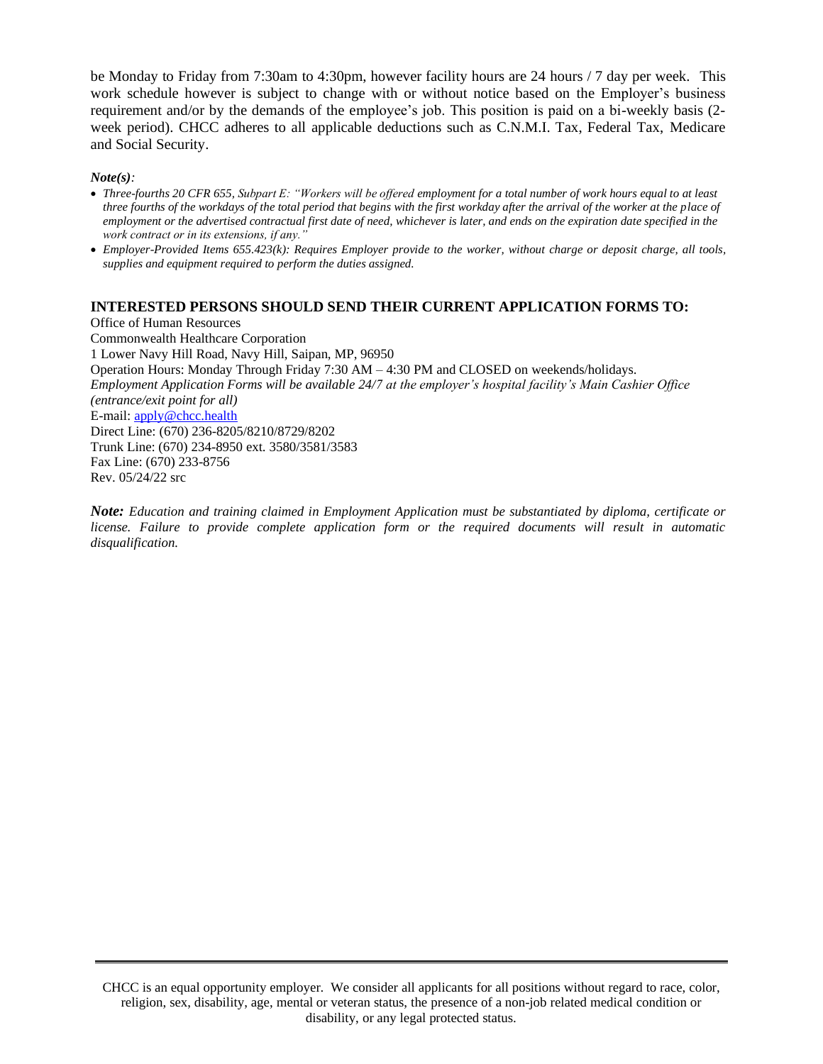be Monday to Friday from 7:30am to 4:30pm, however facility hours are 24 hours / 7 day per week. This work schedule however is subject to change with or without notice based on the Employer's business requirement and/or by the demands of the employee's job. This position is paid on a bi-weekly basis (2-week period). CHCC adheres to all applicable deductions such as C.N.M.I. Tax, Federal Tax, Medicare and Social Security.

***Note(s)*:**

- *Three-fourths 20 CFR 655, Subpart E: "Workers will be offered employment for a total number of work hours equal to at least three fourths of the workdays of the total period that begins with the first workday after the arrival of the worker at the place of employment or the advertised contractual first date of need, whichever is later, and ends on the expiration date specified in the work contract or in its extensions, if any."*
- *Employer-Provided Items 655.423(k): Requires Employer provide to the worker, without charge or deposit charge, all tools, supplies and equipment required to perform the duties assigned.*

**INTERESTED PERSONS SHOULD SEND THEIR CURRENT APPLICATION FORMS TO:**

Office of Human Resources
Commonwealth Healthcare Corporation
1 Lower Navy Hill Road, Navy Hill, Saipan, MP, 96950
Operation Hours: Monday Through Friday 7:30 AM – 4:30 PM and CLOSED on weekends/holidays.
*Employment Application Forms will be available 24/7 at the employer's hospital facility's Main Cashier Office (entrance/exit point for all)*
E-mail: apply@chcc.health
Direct Line: (670) 236-8205/8210/8729/8202
Trunk Line: (670) 234-8950 ext. 3580/3581/3583
Fax Line: (670) 233-8756
Rev. 05/24/22 src

***Note:*** *Education and training claimed in Employment Application must be substantiated by diploma, certificate or license. Failure to provide complete application form or the required documents will result in automatic disqualification.*

CHCC is an equal opportunity employer. We consider all applicants for all positions without regard to race, color, religion, sex, disability, age, mental or veteran status, the presence of a non-job related medical condition or disability, or any legal protected status.